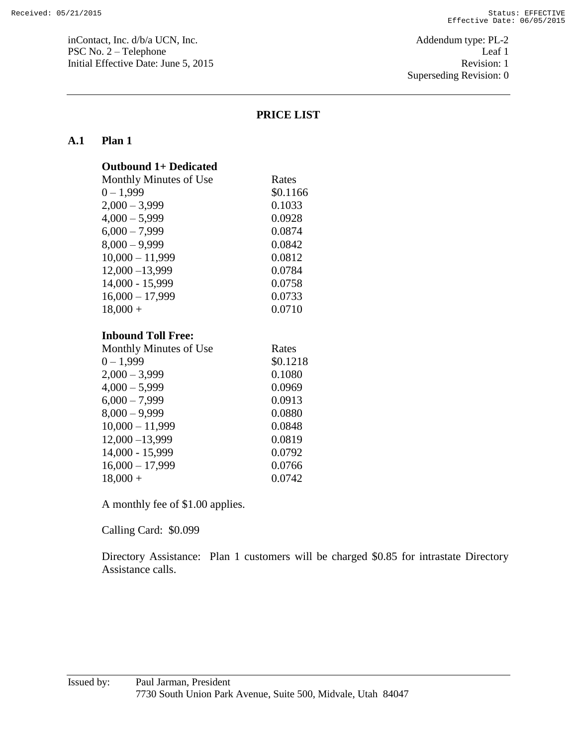inContact, Inc. d/b/a UCN, Inc.
PSC No. 2 – Telephone
Initial Effective Date: June 5, 2015

Addendum type: PL-2
Leaf 1
Revision: 1
Superseding Revision: 0

# PRICE LIST

## A.1 Plan 1

**Outbound 1+ Dedicated**

| Monthly Minutes of Use | Rates |
|---|---|
| 0 – 1,999 | $0.1166 |
| 2,000 – 3,999 | 0.1033 |
| 4,000 – 5,999 | 0.0928 |
| 6,000 – 7,999 | 0.0874 |
| 8,000 – 9,999 | 0.0842 |
| 10,000 – 11,999 | 0.0812 |
| 12,000 –13,999 | 0.0784 |
| 14,000 - 15,999 | 0.0758 |
| 16,000 – 17,999 | 0.0733 |
| 18,000 + | 0.0710 |

**Inbound Toll Free:**

| Monthly Minutes of Use | Rates |
|---|---|
| 0 – 1,999 | $0.1218 |
| 2,000 – 3,999 | 0.1080 |
| 4,000 – 5,999 | 0.0969 |
| 6,000 – 7,999 | 0.0913 |
| 8,000 – 9,999 | 0.0880 |
| 10,000 – 11,999 | 0.0848 |
| 12,000 –13,999 | 0.0819 |
| 14,000 - 15,999 | 0.0792 |
| 16,000 – 17,999 | 0.0766 |
| 18,000 + | 0.0742 |

A monthly fee of $1.00 applies.

Calling Card: $0.099

Directory Assistance: Plan 1 customers will be charged $0.85 for intrastate Directory Assistance calls.

Issued by: Paul Jarman, President
7730 South Union Park Avenue, Suite 500, Midvale, Utah 84047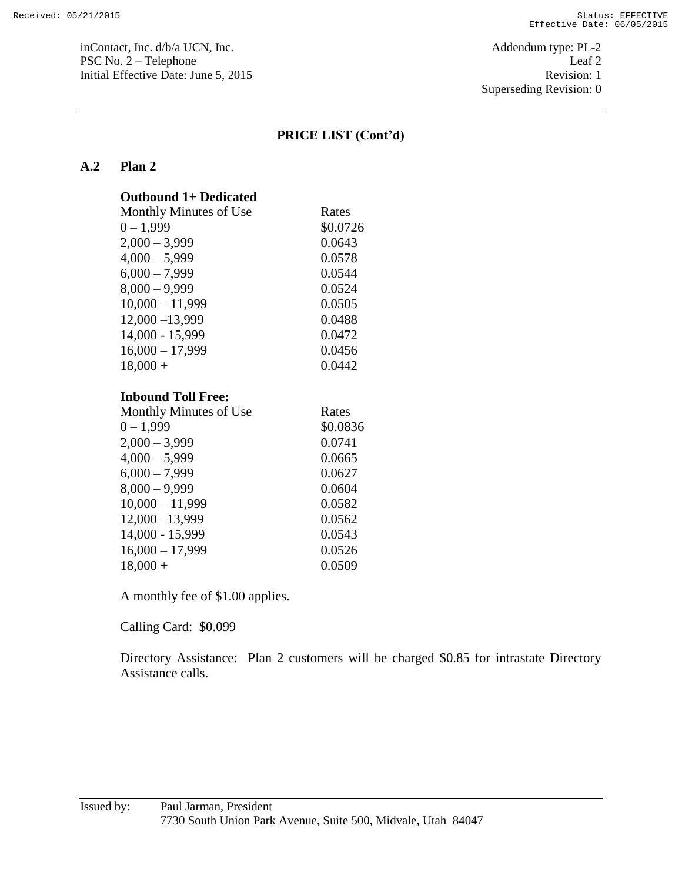inContact, Inc. d/b/a UCN, Inc.
PSC No. 2 – Telephone
Initial Effective Date: June 5, 2015

Addendum type: PL-2
Leaf 2
Revision: 1
Superseding Revision: 0

## PRICE LIST (Cont'd)

### A.2 Plan 2

**Outbound 1+ Dedicated**

| Monthly Minutes of Use | Rates |
|---|---|
| 0 – 1,999 | $0.0726 |
| 2,000 – 3,999 | 0.0643 |
| 4,000 – 5,999 | 0.0578 |
| 6,000 – 7,999 | 0.0544 |
| 8,000 – 9,999 | 0.0524 |
| 10,000 – 11,999 | 0.0505 |
| 12,000 –13,999 | 0.0488 |
| 14,000 - 15,999 | 0.0472 |
| 16,000 – 17,999 | 0.0456 |
| 18,000 + | 0.0442 |

**Inbound Toll Free:**

| Monthly Minutes of Use | Rates |
|---|---|
| 0 – 1,999 | $0.0836 |
| 2,000 – 3,999 | 0.0741 |
| 4,000 – 5,999 | 0.0665 |
| 6,000 – 7,999 | 0.0627 |
| 8,000 – 9,999 | 0.0604 |
| 10,000 – 11,999 | 0.0582 |
| 12,000 –13,999 | 0.0562 |
| 14,000 - 15,999 | 0.0543 |
| 16,000 – 17,999 | 0.0526 |
| 18,000 + | 0.0509 |

A monthly fee of $1.00 applies.

Calling Card: $0.099

Directory Assistance: Plan 2 customers will be charged $0.85 for intrastate Directory Assistance calls.

Issued by: Paul Jarman, President
7730 South Union Park Avenue, Suite 500, Midvale, Utah 84047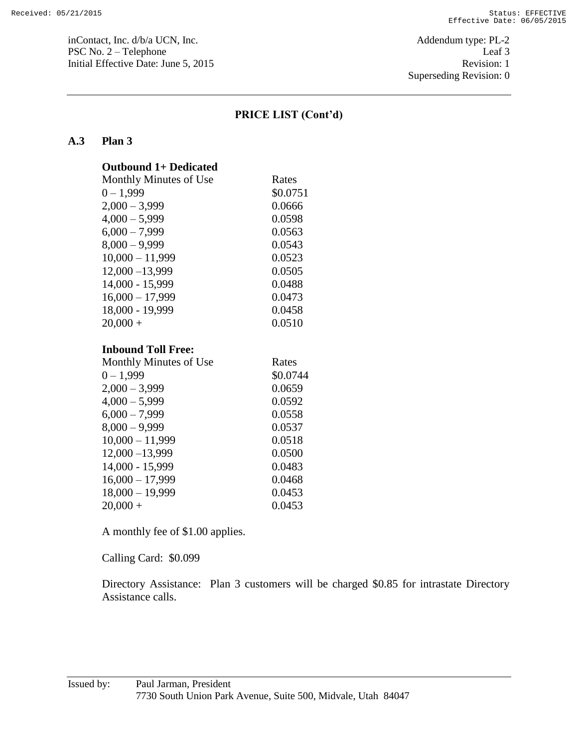inContact, Inc. d/b/a UCN, Inc.
PSC No. 2 – Telephone
Initial Effective Date: June 5, 2015

Addendum type: PL-2
Leaf 3
Revision: 1
Superseding Revision: 0

## PRICE LIST (Cont'd)

### A.3 Plan 3

**Outbound 1+ Dedicated**

| Monthly Minutes of Use | Rates |
|---|---|
| 0 – 1,999 | $0.0751 |
| 2,000 – 3,999 | 0.0666 |
| 4,000 – 5,999 | 0.0598 |
| 6,000 – 7,999 | 0.0563 |
| 8,000 – 9,999 | 0.0543 |
| 10,000 – 11,999 | 0.0523 |
| 12,000 –13,999 | 0.0505 |
| 14,000 - 15,999 | 0.0488 |
| 16,000 – 17,999 | 0.0473 |
| 18,000 - 19,999 | 0.0458 |
| 20,000 + | 0.0510 |

**Inbound Toll Free:**

| Monthly Minutes of Use | Rates |
|---|---|
| 0 – 1,999 | $0.0744 |
| 2,000 – 3,999 | 0.0659 |
| 4,000 – 5,999 | 0.0592 |
| 6,000 – 7,999 | 0.0558 |
| 8,000 – 9,999 | 0.0537 |
| 10,000 – 11,999 | 0.0518 |
| 12,000 –13,999 | 0.0500 |
| 14,000 - 15,999 | 0.0483 |
| 16,000 – 17,999 | 0.0468 |
| 18,000 – 19,999 | 0.0453 |
| 20,000 + | 0.0453 |

A monthly fee of $1.00 applies.

Calling Card: $0.099

Directory Assistance: Plan 3 customers will be charged $0.85 for intrastate Directory Assistance calls.

Issued by: Paul Jarman, President
7730 South Union Park Avenue, Suite 500, Midvale, Utah 84047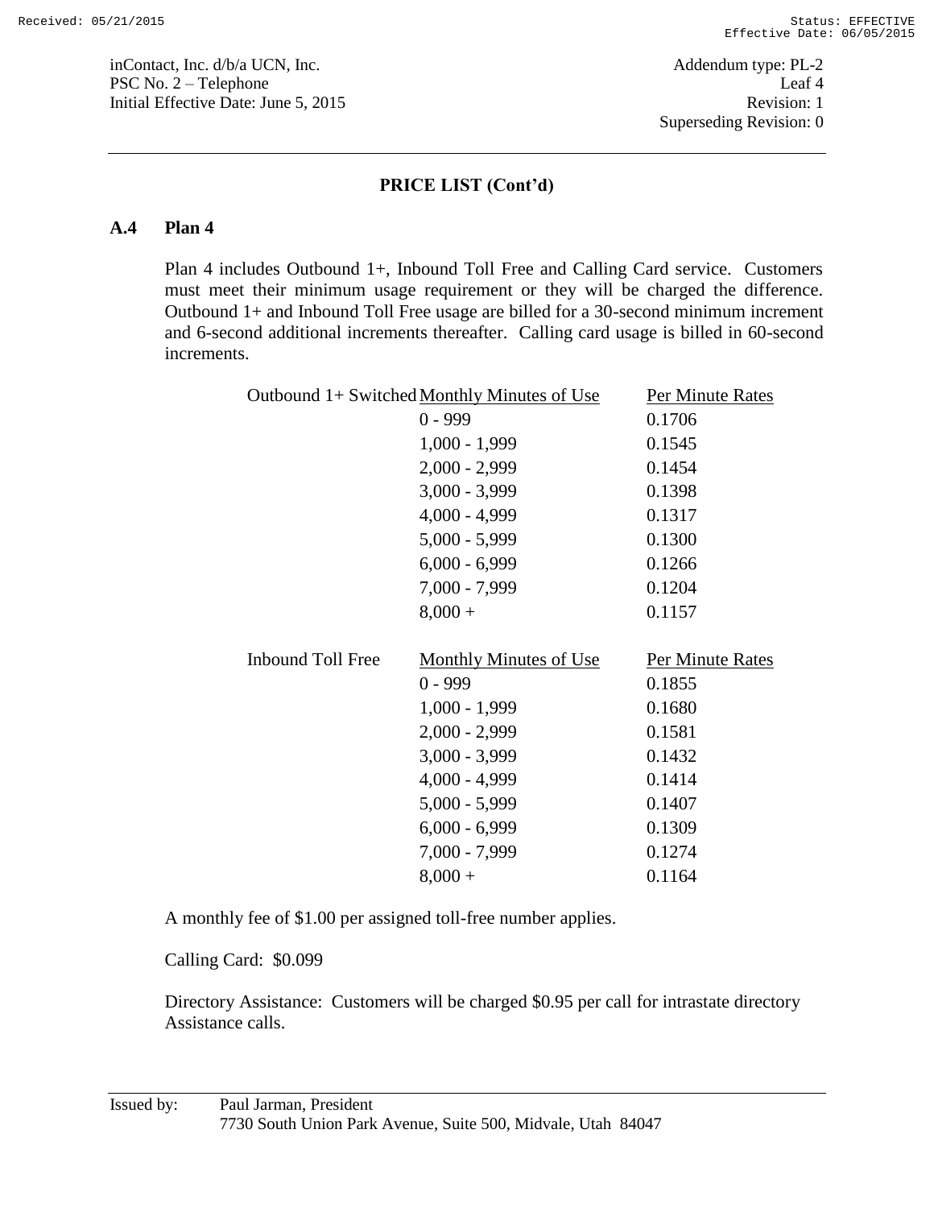inContact, Inc. d/b/a UCN, Inc.
PSC No. 2 – Telephone
Initial Effective Date: June 5, 2015

Addendum type: PL-2
Leaf 4
Revision: 1
Superseding Revision: 0

## PRICE LIST (Cont'd)

### A.4 Plan 4

Plan 4 includes Outbound 1+, Inbound Toll Free and Calling Card service. Customers must meet their minimum usage requirement or they will be charged the difference. Outbound 1+ and Inbound Toll Free usage are billed for a 30-second minimum increment and 6-second additional increments thereafter. Calling card usage is billed in 60-second increments.

| Outbound 1+ Switched | Monthly Minutes of Use | Per Minute Rates |
|---|---|---|
| | 0 - 999 | 0.1706 |
| | 1,000 - 1,999 | 0.1545 |
| | 2,000 - 2,999 | 0.1454 |
| | 3,000 - 3,999 | 0.1398 |
| | 4,000 - 4,999 | 0.1317 |
| | 5,000 - 5,999 | 0.1300 |
| | 6,000 - 6,999 | 0.1266 |
| | 7,000 - 7,999 | 0.1204 |
| | 8,000 + | 0.1157 |

| Inbound Toll Free | Monthly Minutes of Use | Per Minute Rates |
|---|---|---|
| | 0 - 999 | 0.1855 |
| | 1,000 - 1,999 | 0.1680 |
| | 2,000 - 2,999 | 0.1581 |
| | 3,000 - 3,999 | 0.1432 |
| | 4,000 - 4,999 | 0.1414 |
| | 5,000 - 5,999 | 0.1407 |
| | 6,000 - 6,999 | 0.1309 |
| | 7,000 - 7,999 | 0.1274 |
| | 8,000 + | 0.1164 |

A monthly fee of $1.00 per assigned toll-free number applies.

Calling Card: $0.099

Directory Assistance: Customers will be charged $0.95 per call for intrastate directory Assistance calls.

Issued by: Paul Jarman, President
7730 South Union Park Avenue, Suite 500, Midvale, Utah 84047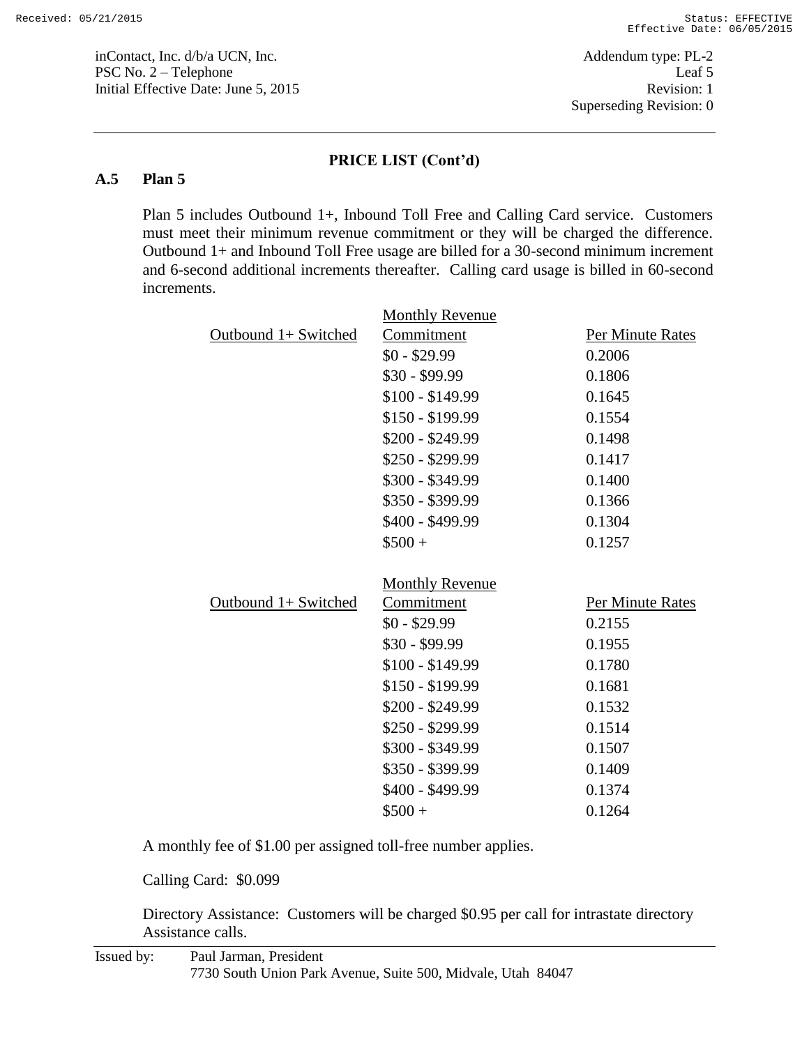inContact, Inc. d/b/a UCN, Inc.
PSC No. 2 – Telephone
Initial Effective Date: June 5, 2015

Addendum type: PL-2
Leaf 5
Revision: 1
Superseding Revision: 0

**PRICE LIST (Cont'd)**

## A.5 Plan 5

Plan 5 includes Outbound 1+, Inbound Toll Free and Calling Card service. Customers must meet their minimum revenue commitment or they will be charged the difference. Outbound 1+ and Inbound Toll Free usage are billed for a 30-second minimum increment and 6-second additional increments thereafter. Calling card usage is billed in 60-second increments.

| Outbound 1+ Switched | Monthly Revenue Commitment | Per Minute Rates |
|---|---|---|
| | $0 - $29.99 | 0.2006 |
| | $30 - $99.99 | 0.1806 |
| | $100 - $149.99 | 0.1645 |
| | $150 - $199.99 | 0.1554 |
| | $200 - $249.99 | 0.1498 |
| | $250 - $299.99 | 0.1417 |
| | $300 - $349.99 | 0.1400 |
| | $350 - $399.99 | 0.1366 |
| | $400 - $499.99 | 0.1304 |
| | $500 + | 0.1257 |

| Outbound 1+ Switched | Monthly Revenue Commitment | Per Minute Rates |
|---|---|---|
| | $0 - $29.99 | 0.2155 |
| | $30 - $99.99 | 0.1955 |
| | $100 - $149.99 | 0.1780 |
| | $150 - $199.99 | 0.1681 |
| | $200 - $249.99 | 0.1532 |
| | $250 - $299.99 | 0.1514 |
| | $300 - $349.99 | 0.1507 |
| | $350 - $399.99 | 0.1409 |
| | $400 - $499.99 | 0.1374 |
| | $500 + | 0.1264 |

A monthly fee of $1.00 per assigned toll-free number applies.

Calling Card: $0.099

Directory Assistance: Customers will be charged $0.95 per call for intrastate directory Assistance calls.

Issued by: Paul Jarman, President
7730 South Union Park Avenue, Suite 500, Midvale, Utah 84047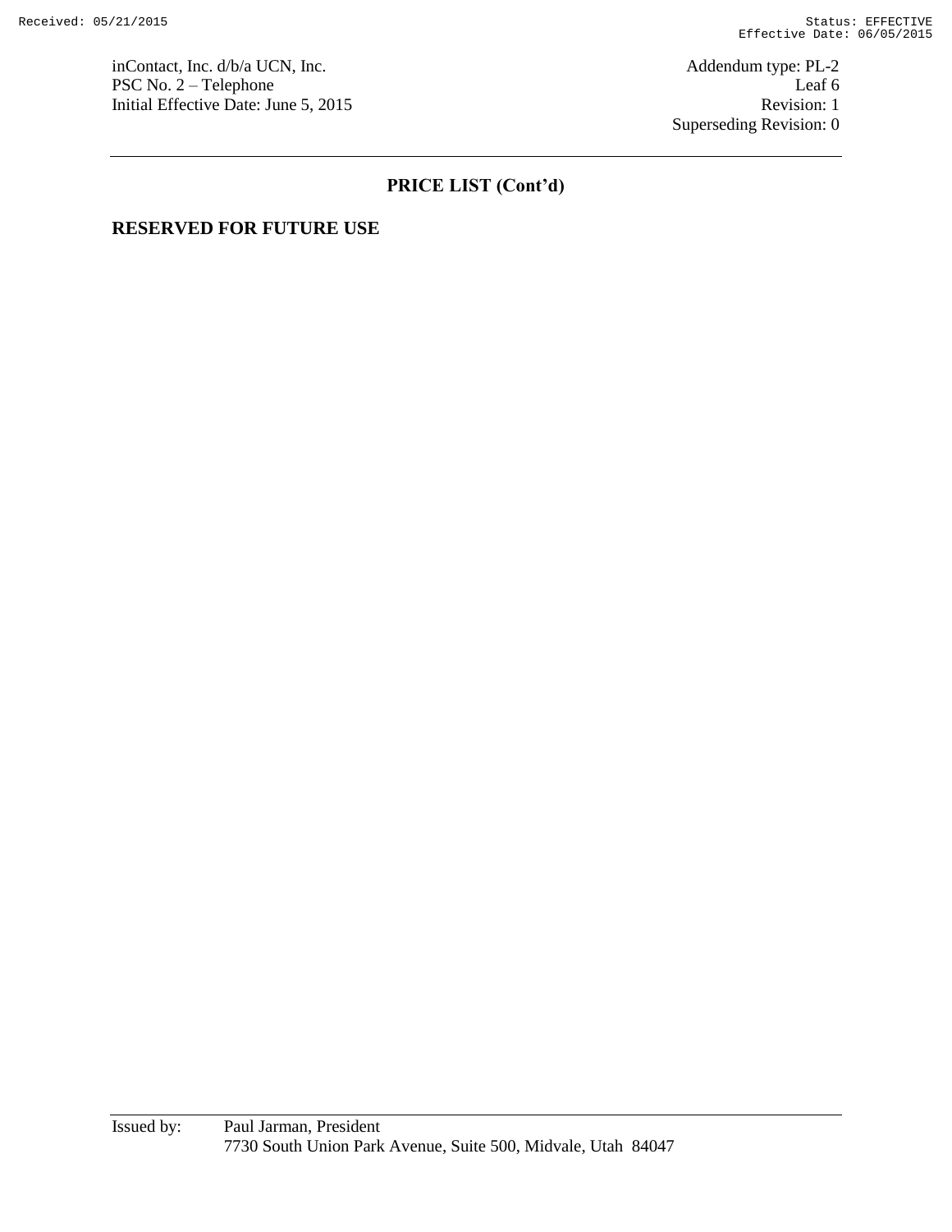inContact, Inc. d/b/a UCN, Inc.
PSC No. 2 – Telephone
Initial Effective Date: June 5, 2015

Addendum type: PL-2
Leaf 6
Revision: 1
Superseding Revision: 0

## PRICE LIST (Cont'd)

**RESERVED FOR FUTURE USE**

Issued by: Paul Jarman, President
7730 South Union Park Avenue, Suite 500, Midvale, Utah 84047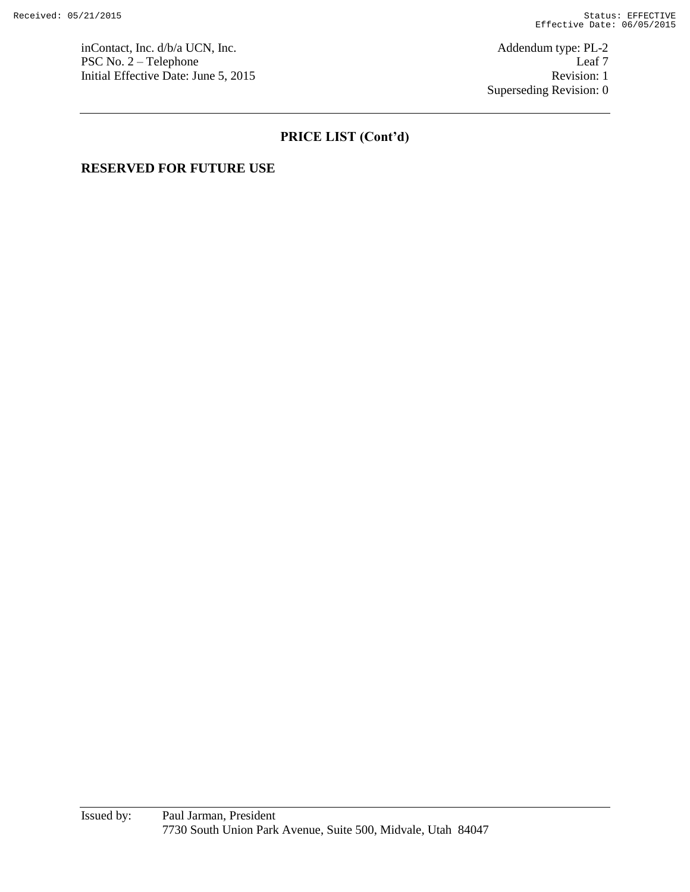inContact, Inc. d/b/a UCN, Inc.
PSC No. 2 – Telephone
Initial Effective Date: June 5, 2015

Addendum type: PL-2
Leaf 7
Revision: 1
Superseding Revision: 0

## PRICE LIST (Cont'd)

**RESERVED FOR FUTURE USE**

Issued by: Paul Jarman, President
7730 South Union Park Avenue, Suite 500, Midvale, Utah 84047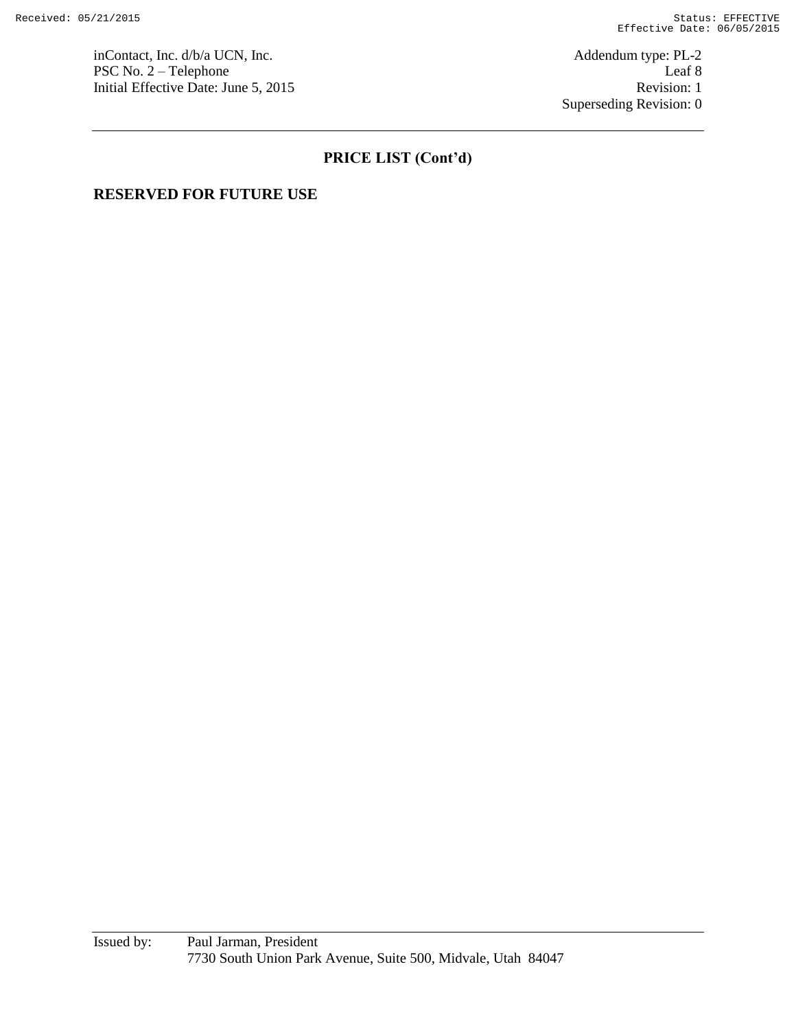inContact, Inc. d/b/a UCN, Inc.
PSC No. 2 – Telephone
Initial Effective Date: June 5, 2015

Addendum type: PL-2
Leaf 8
Revision: 1
Superseding Revision: 0

## PRICE LIST (Cont'd)

**RESERVED FOR FUTURE USE**

Issued by: Paul Jarman, President
7730 South Union Park Avenue, Suite 500, Midvale, Utah 84047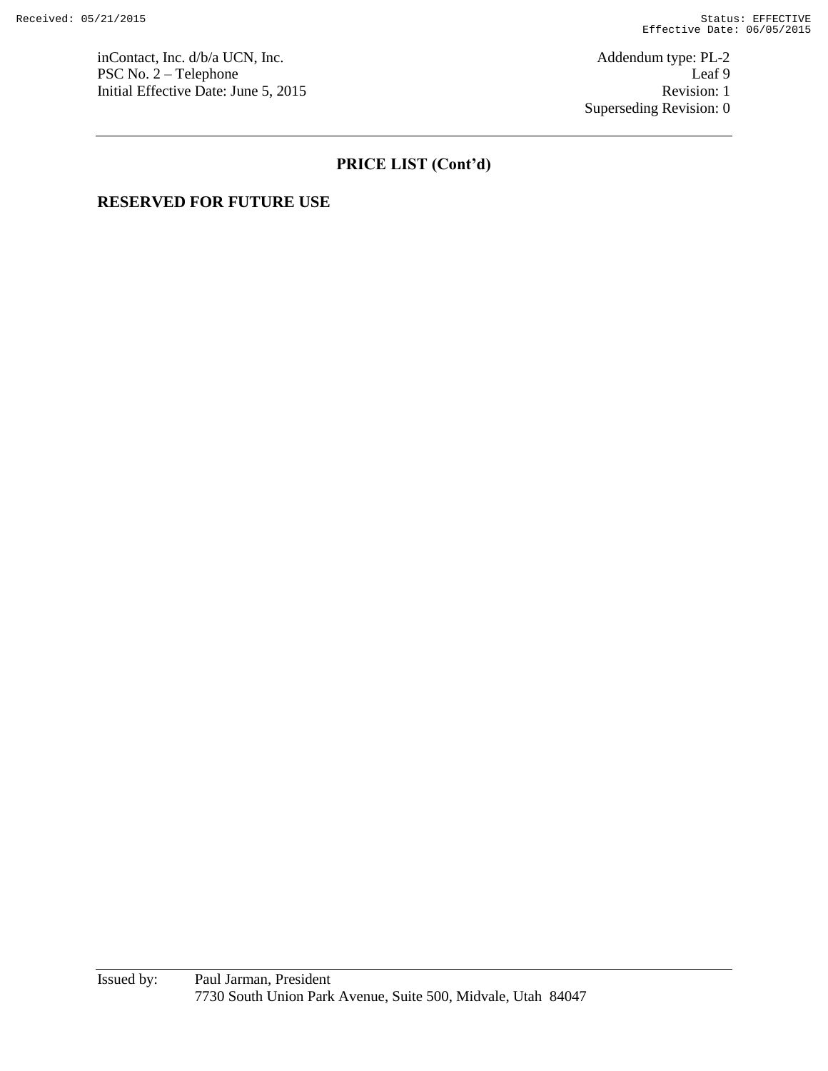## PRICE LIST (Cont'd)

**RESERVED FOR FUTURE USE**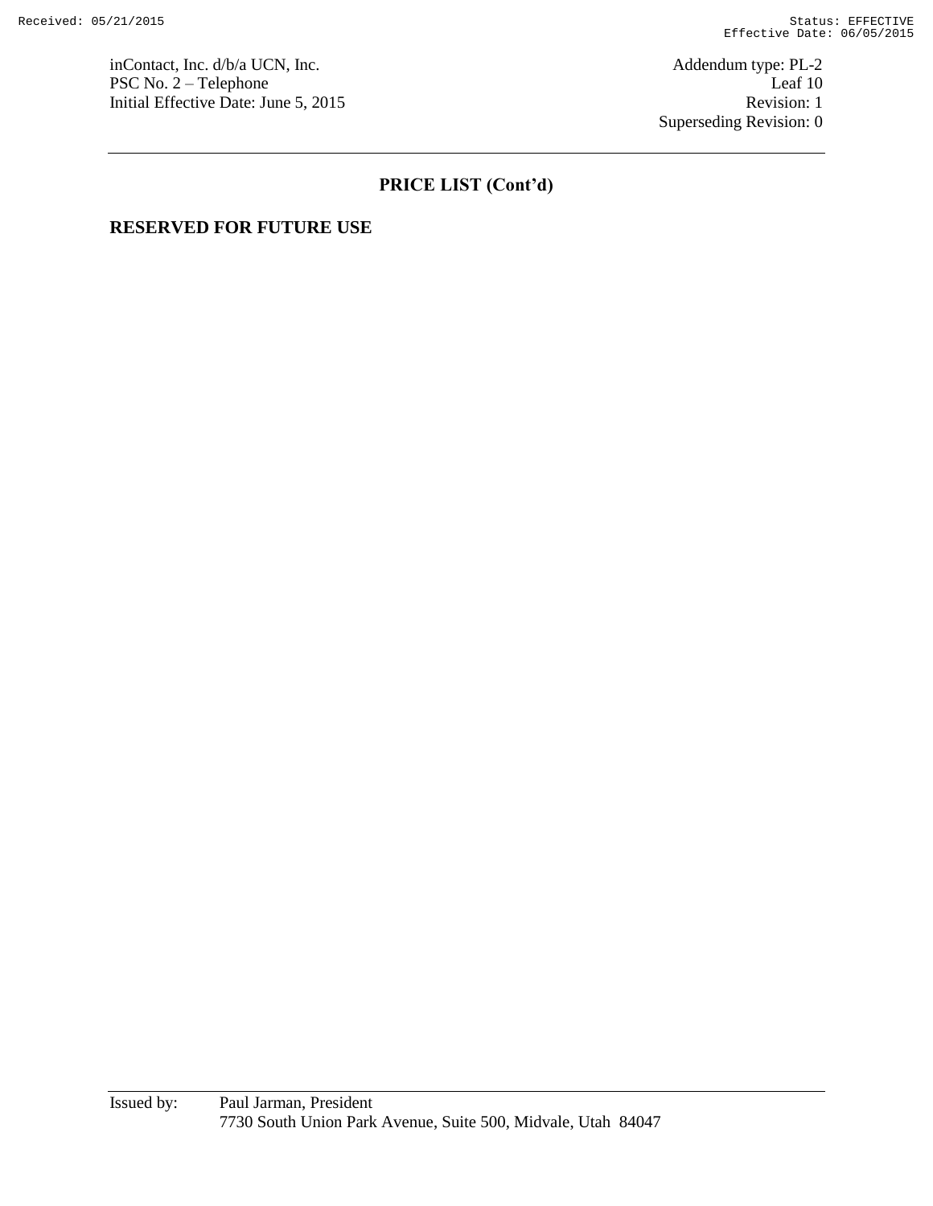inContact, Inc. d/b/a UCN, Inc.
PSC No. 2 – Telephone
Initial Effective Date: June 5, 2015

Addendum type: PL-2
Leaf 10
Revision: 1
Superseding Revision: 0

## PRICE LIST (Cont'd)

**RESERVED FOR FUTURE USE**

Issued by: Paul Jarman, President
7730 South Union Park Avenue, Suite 500, Midvale, Utah 84047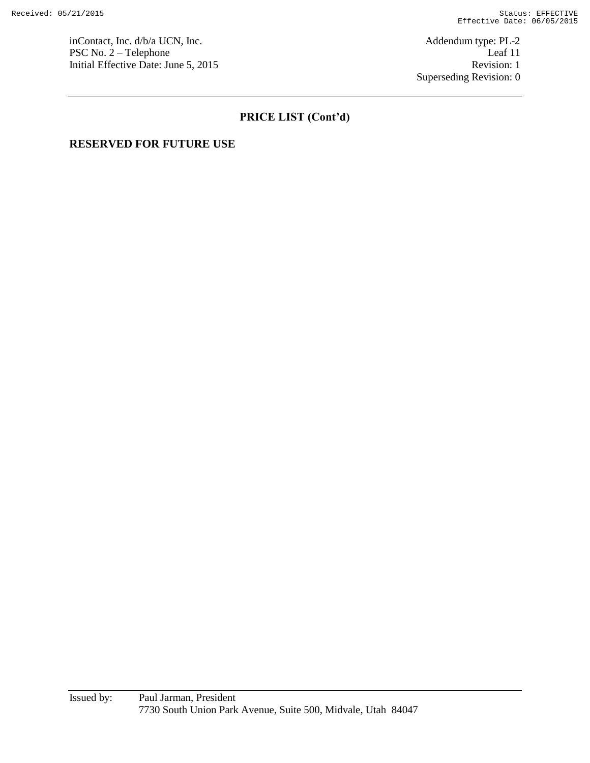inContact, Inc. d/b/a UCN, Inc.
PSC No. 2 – Telephone
Initial Effective Date: June 5, 2015

Addendum type: PL-2
Leaf 11
Revision: 1
Superseding Revision: 0

## PRICE LIST (Cont'd)

**RESERVED FOR FUTURE USE**

Issued by: Paul Jarman, President
7730 South Union Park Avenue, Suite 500, Midvale, Utah 84047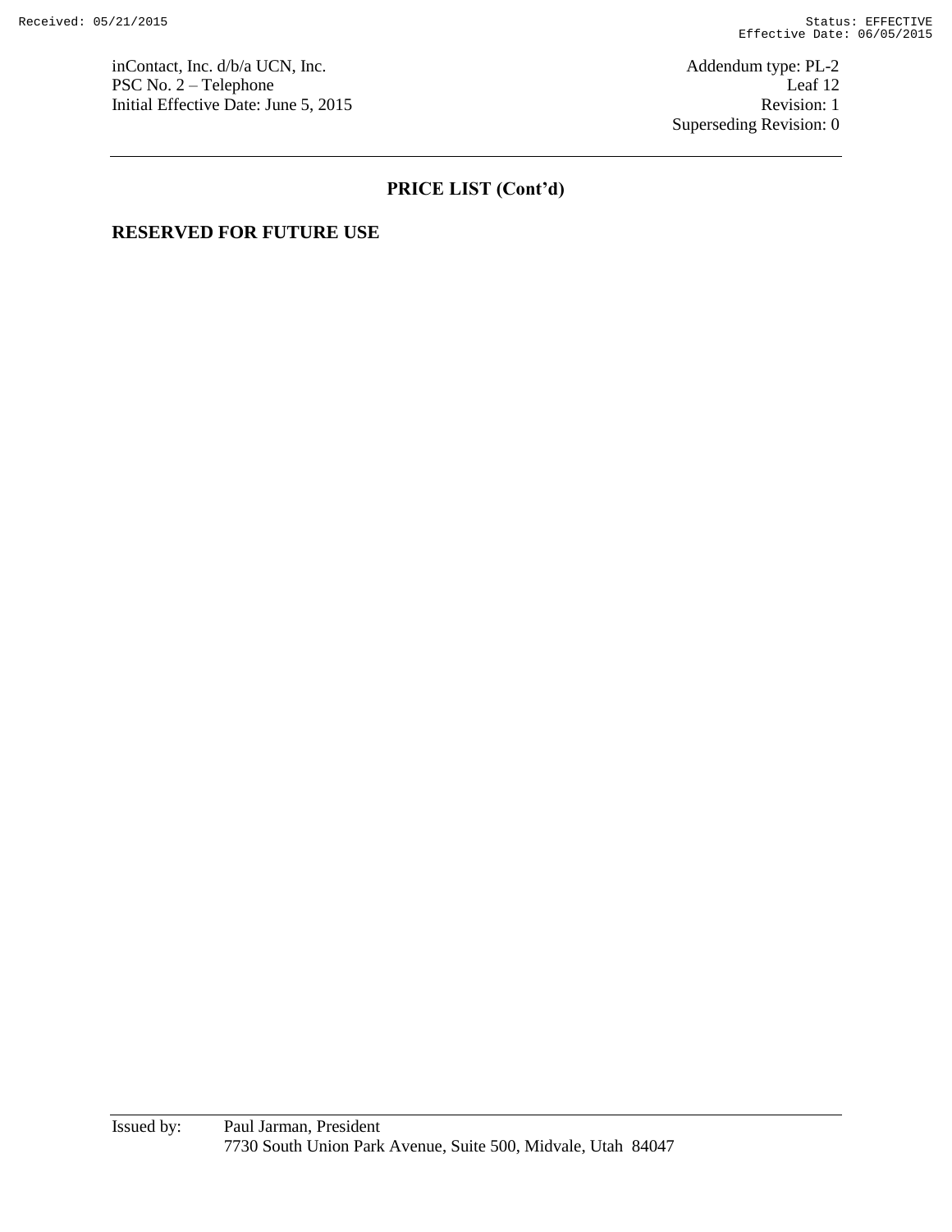inContact, Inc. d/b/a UCN, Inc.
PSC No. 2 – Telephone
Initial Effective Date: June 5, 2015

Addendum type: PL-2
Leaf 12
Revision: 1
Superseding Revision: 0

## PRICE LIST (Cont'd)

**RESERVED FOR FUTURE USE**

Issued by: Paul Jarman, President
7730 South Union Park Avenue, Suite 500, Midvale, Utah 84047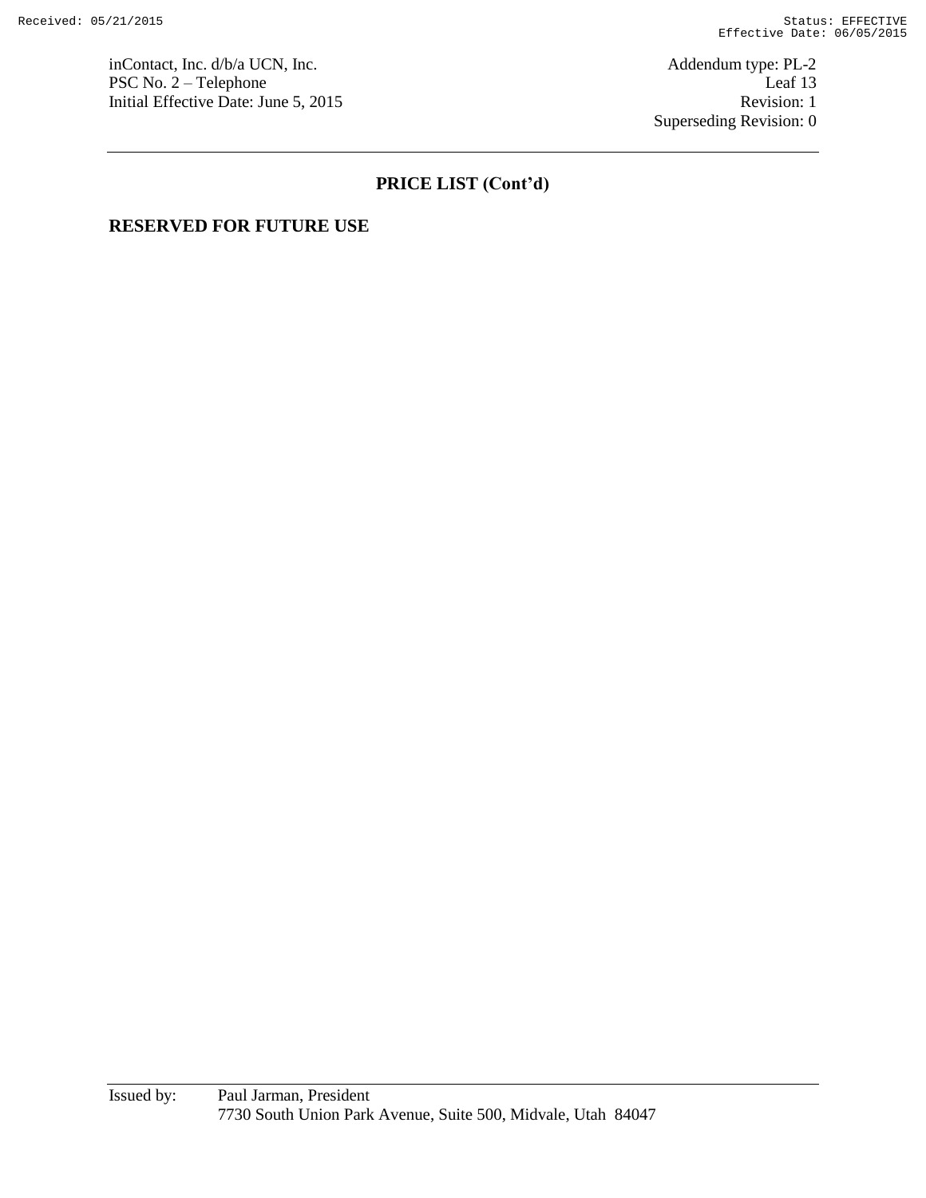# PRICE LIST (Cont'd)

**RESERVED FOR FUTURE USE**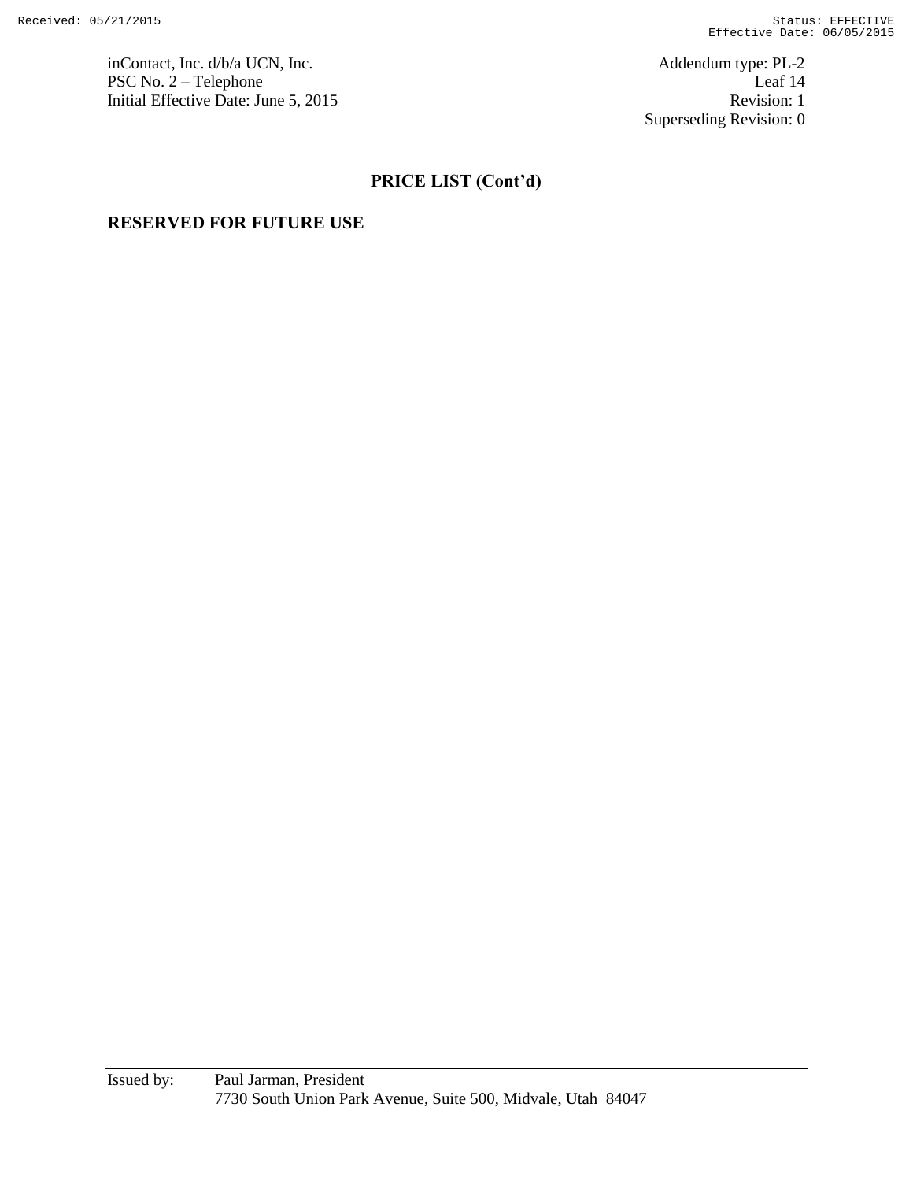inContact, Inc. d/b/a UCN, Inc.
PSC No. 2 – Telephone
Initial Effective Date: June 5, 2015

Addendum type: PL-2
Leaf 14
Revision: 1
Superseding Revision: 0

## PRICE LIST (Cont'd)

**RESERVED FOR FUTURE USE**

Issued by: Paul Jarman, President
7730 South Union Park Avenue, Suite 500, Midvale, Utah 84047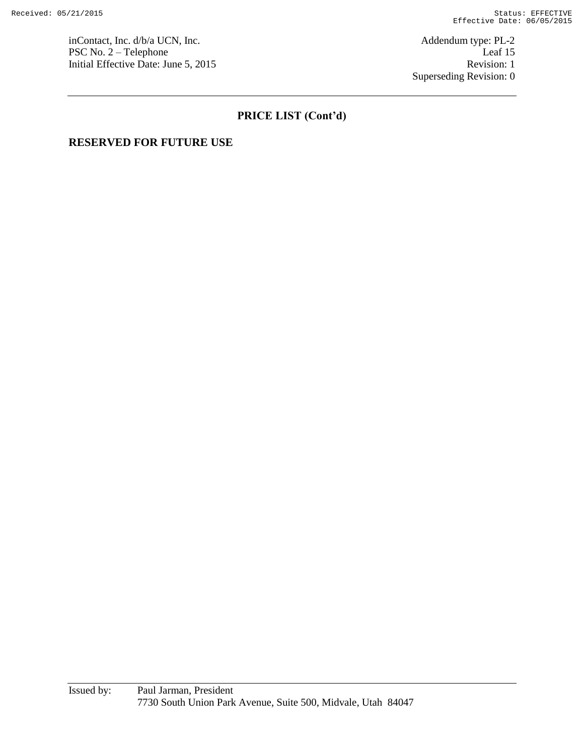## PRICE LIST (Cont'd)

**RESERVED FOR FUTURE USE**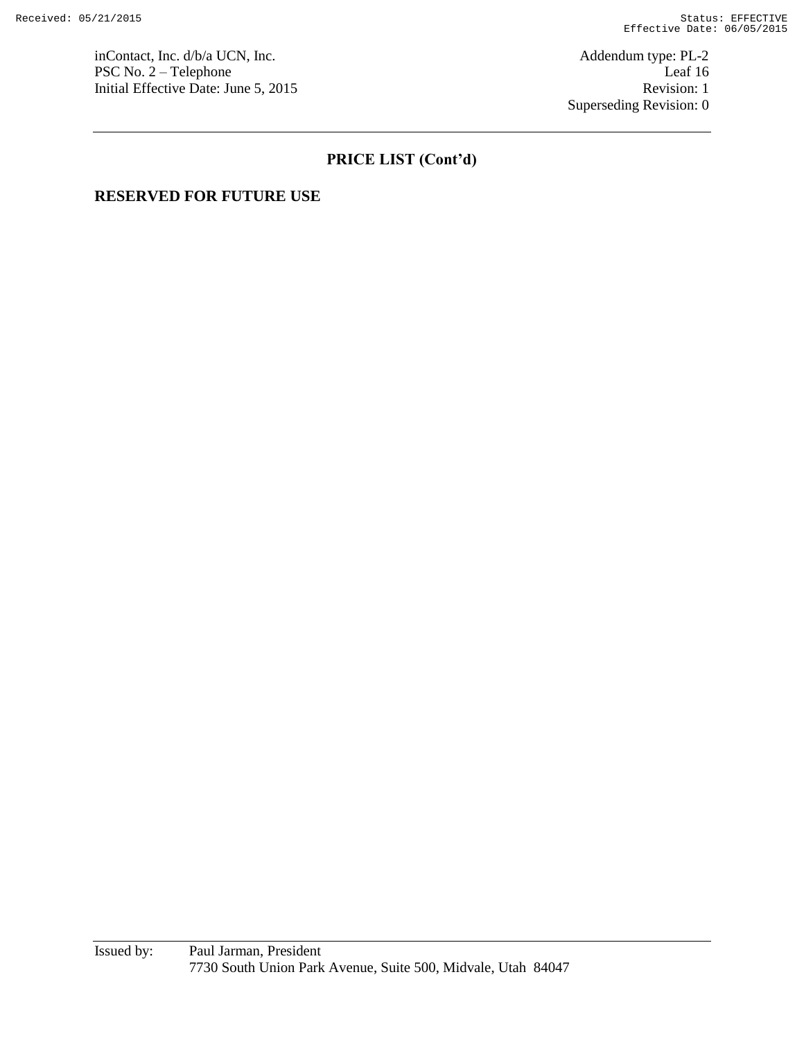## PRICE LIST (Cont'd)

**RESERVED FOR FUTURE USE**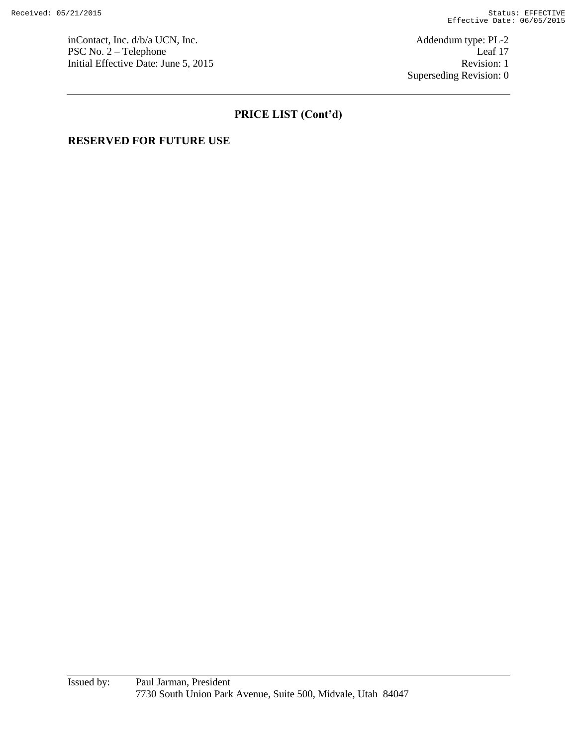inContact, Inc. d/b/a UCN, Inc.
PSC No. 2 – Telephone
Initial Effective Date: June 5, 2015

Addendum type: PL-2
Leaf 17
Revision: 1
Superseding Revision: 0

## PRICE LIST (Cont'd)

**RESERVED FOR FUTURE USE**

Issued by: Paul Jarman, President
7730 South Union Park Avenue, Suite 500, Midvale, Utah 84047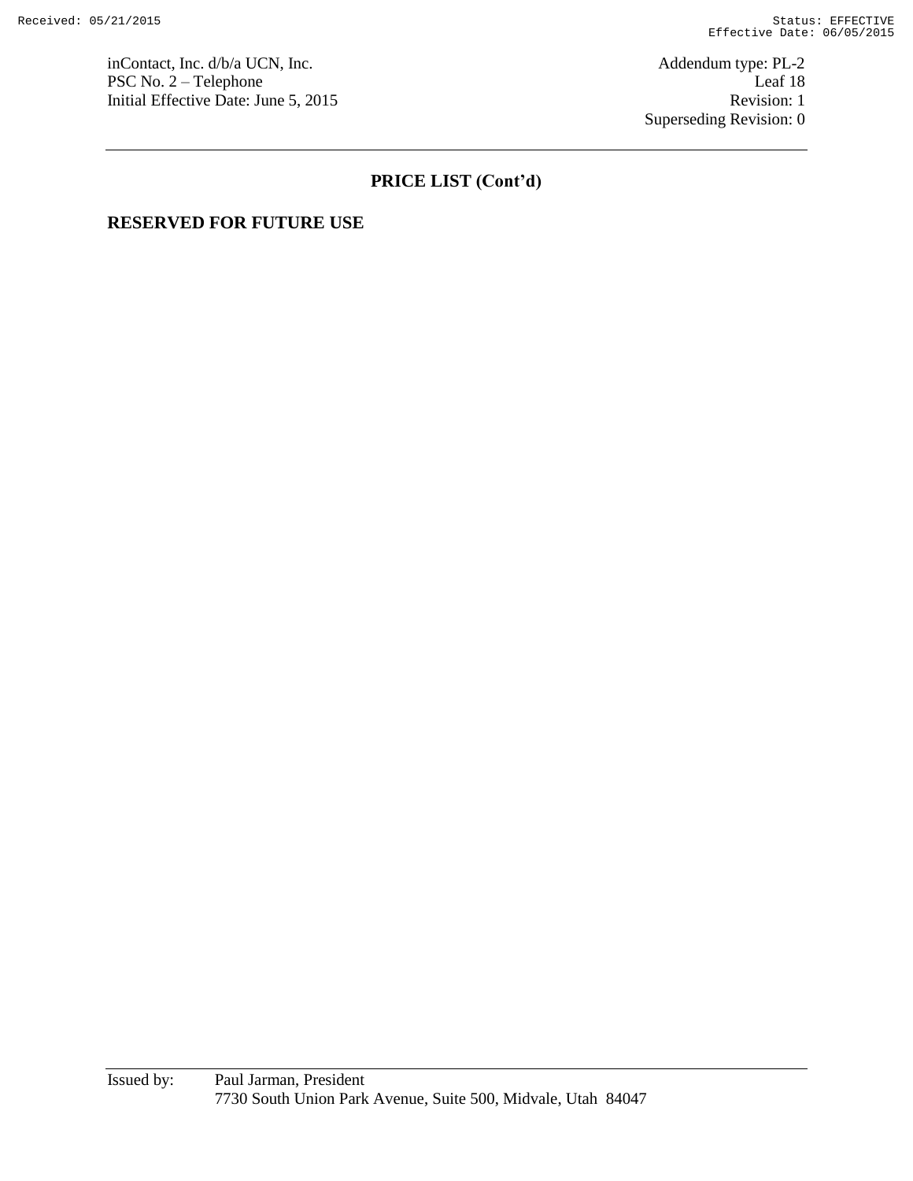## PRICE LIST (Cont'd)

**RESERVED FOR FUTURE USE**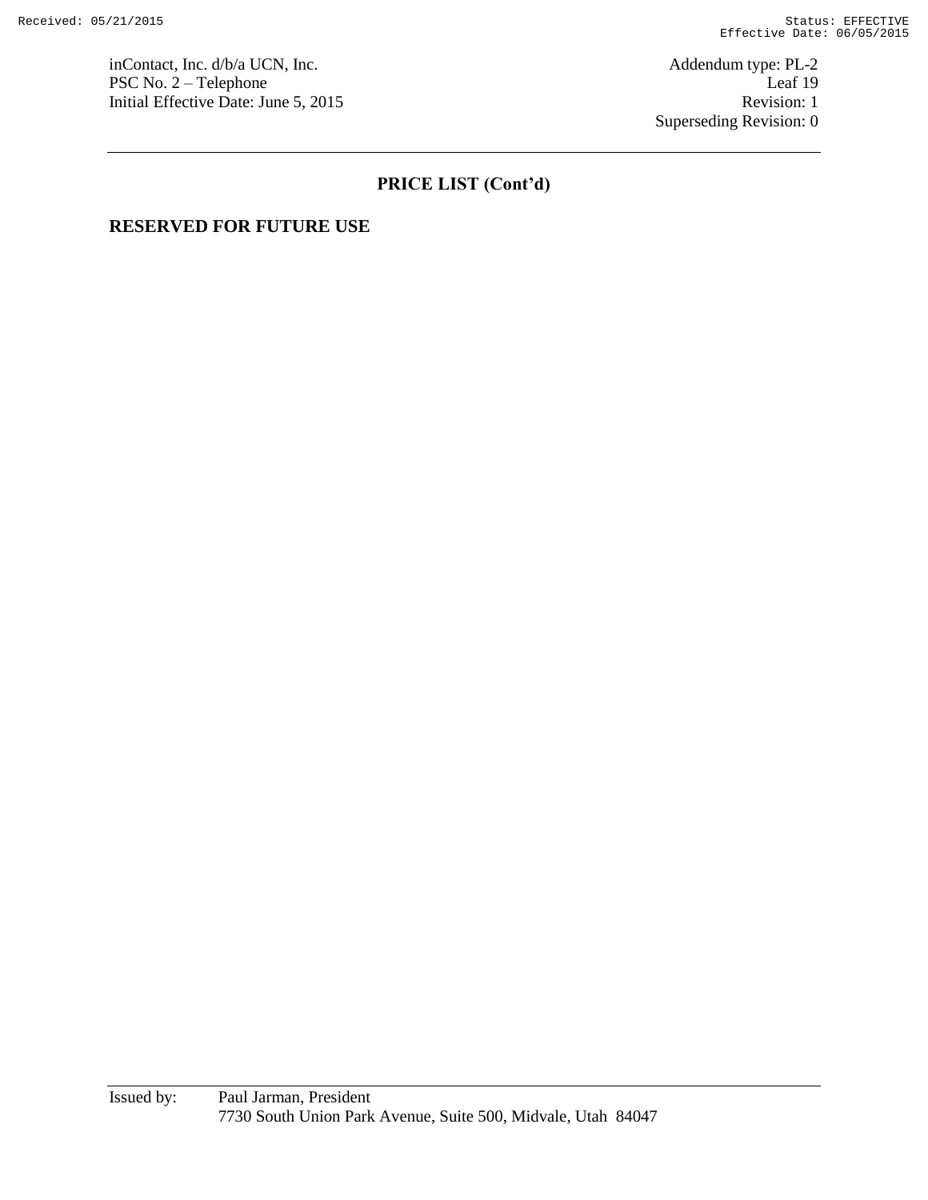inContact, Inc. d/b/a UCN, Inc.
PSC No. 2 – Telephone
Initial Effective Date: June 5, 2015

Addendum type: PL-2
Leaf 19
Revision: 1
Superseding Revision: 0

## PRICE LIST (Cont'd)

**RESERVED FOR FUTURE USE**

Issued by: Paul Jarman, President
7730 South Union Park Avenue, Suite 500, Midvale, Utah 84047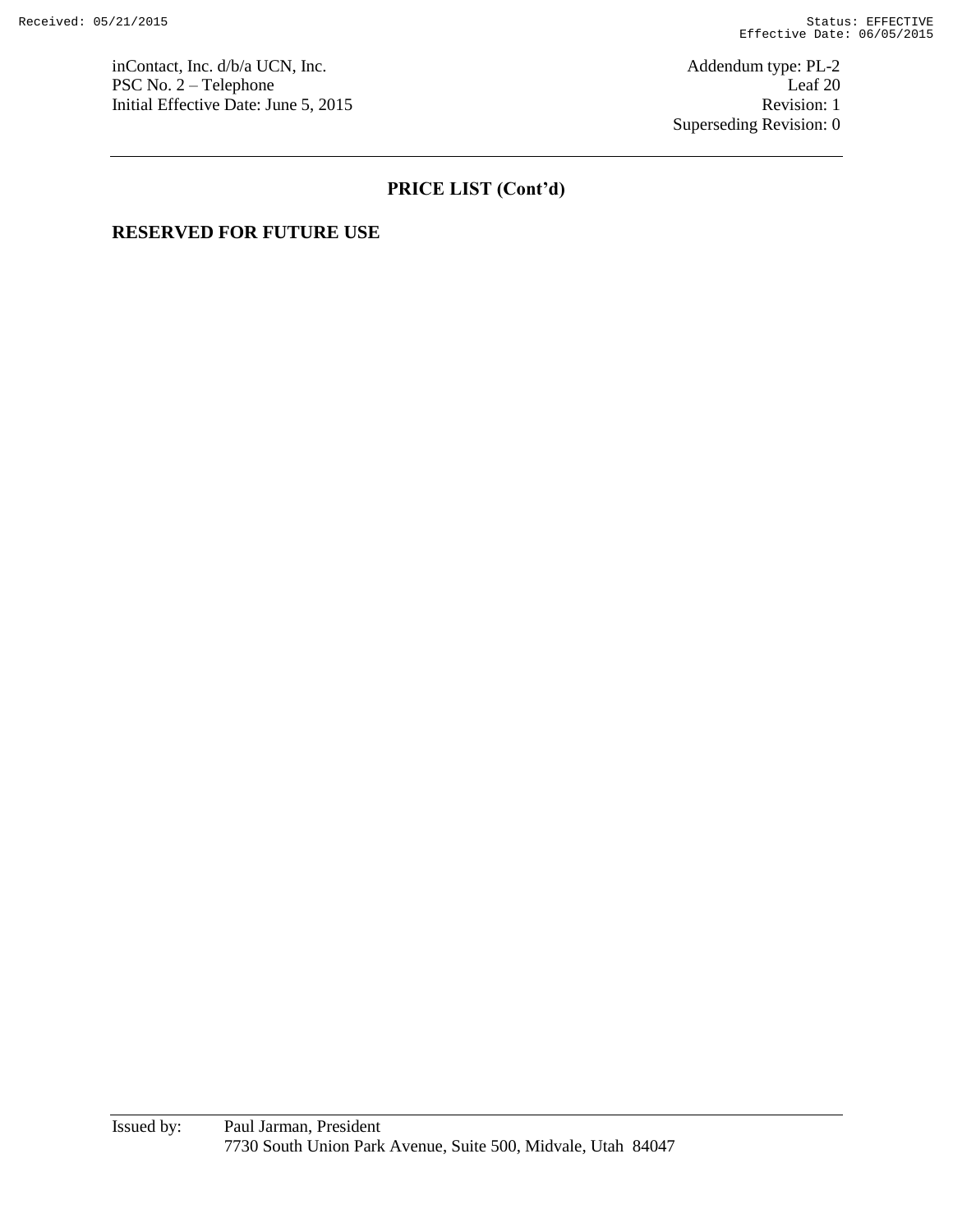inContact, Inc. d/b/a UCN, Inc.
PSC No. 2 – Telephone
Initial Effective Date: June 5, 2015

Addendum type: PL-2
Leaf 20
Revision: 1
Superseding Revision: 0

## PRICE LIST (Cont'd)

**RESERVED FOR FUTURE USE**

Issued by: Paul Jarman, President
7730 South Union Park Avenue, Suite 500, Midvale, Utah 84047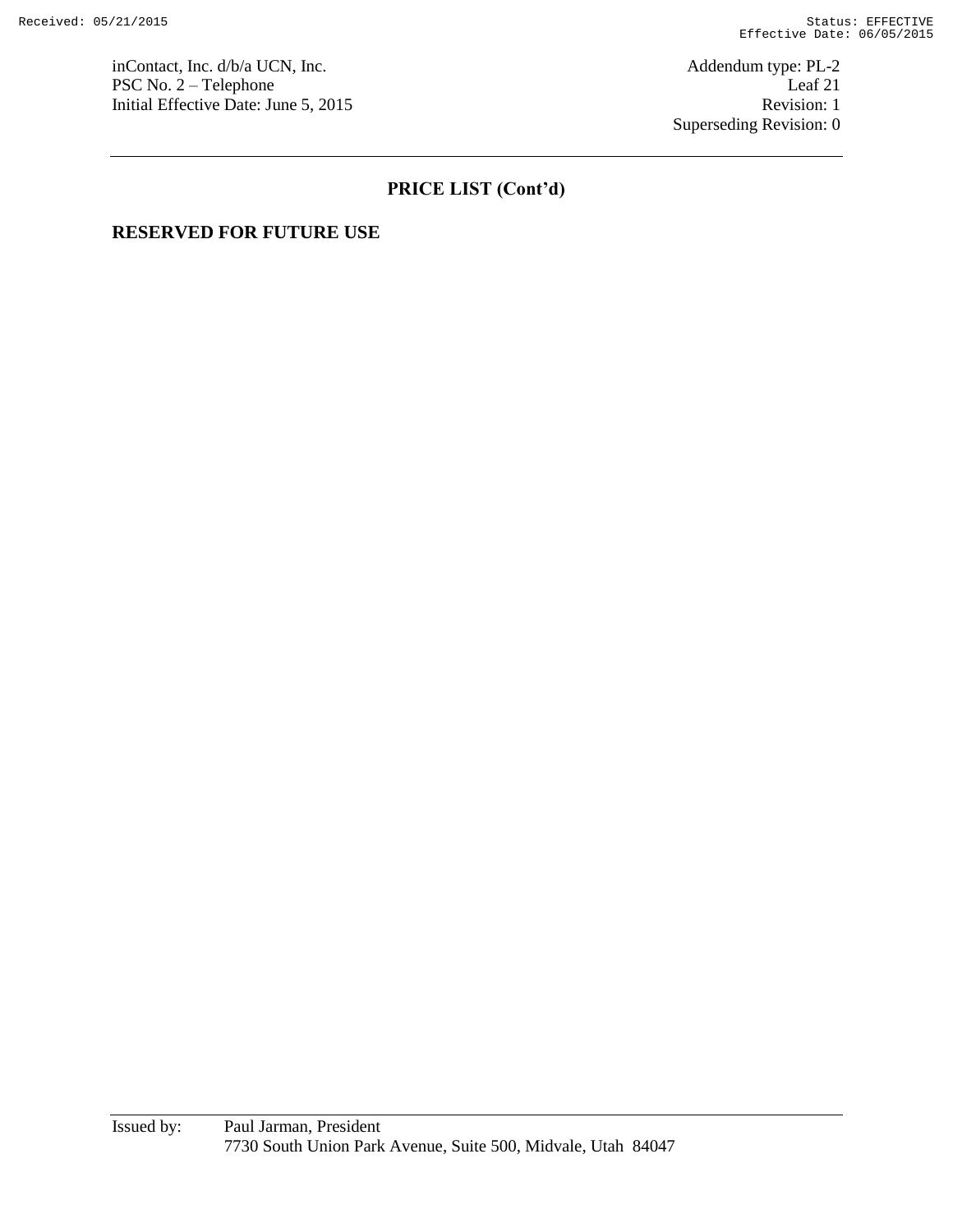## PRICE LIST (Cont'd)

**RESERVED FOR FUTURE USE**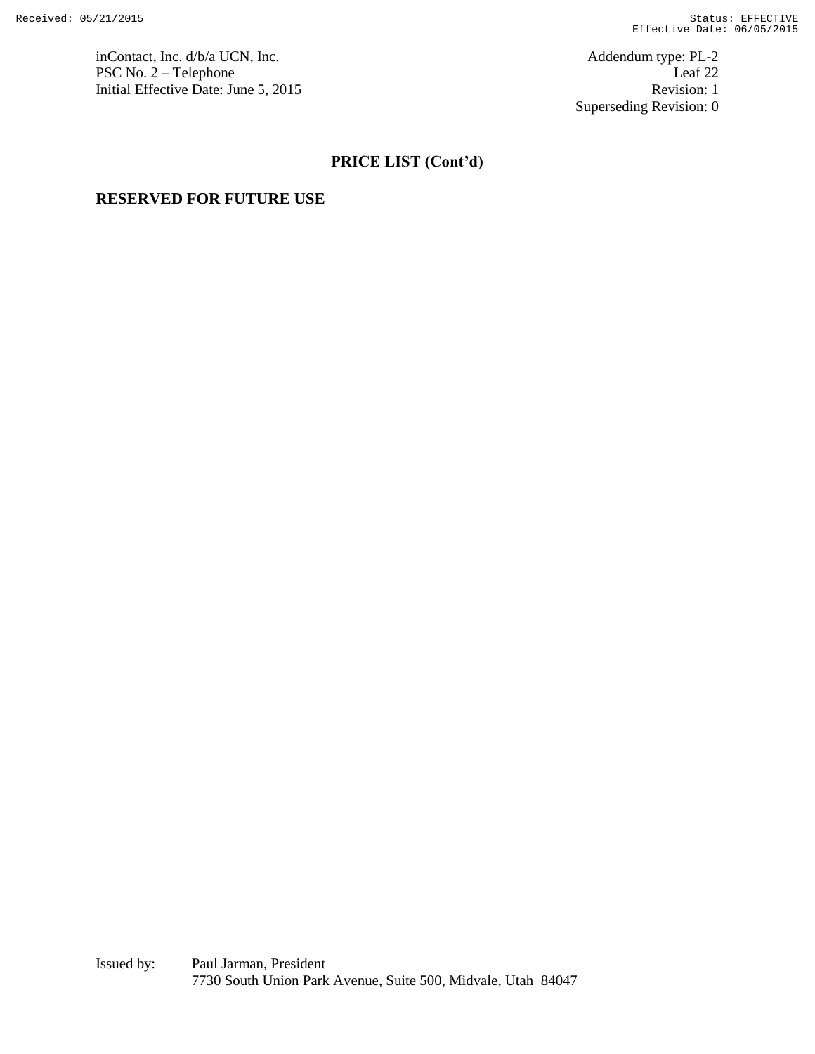## PRICE LIST (Cont'd)

**RESERVED FOR FUTURE USE**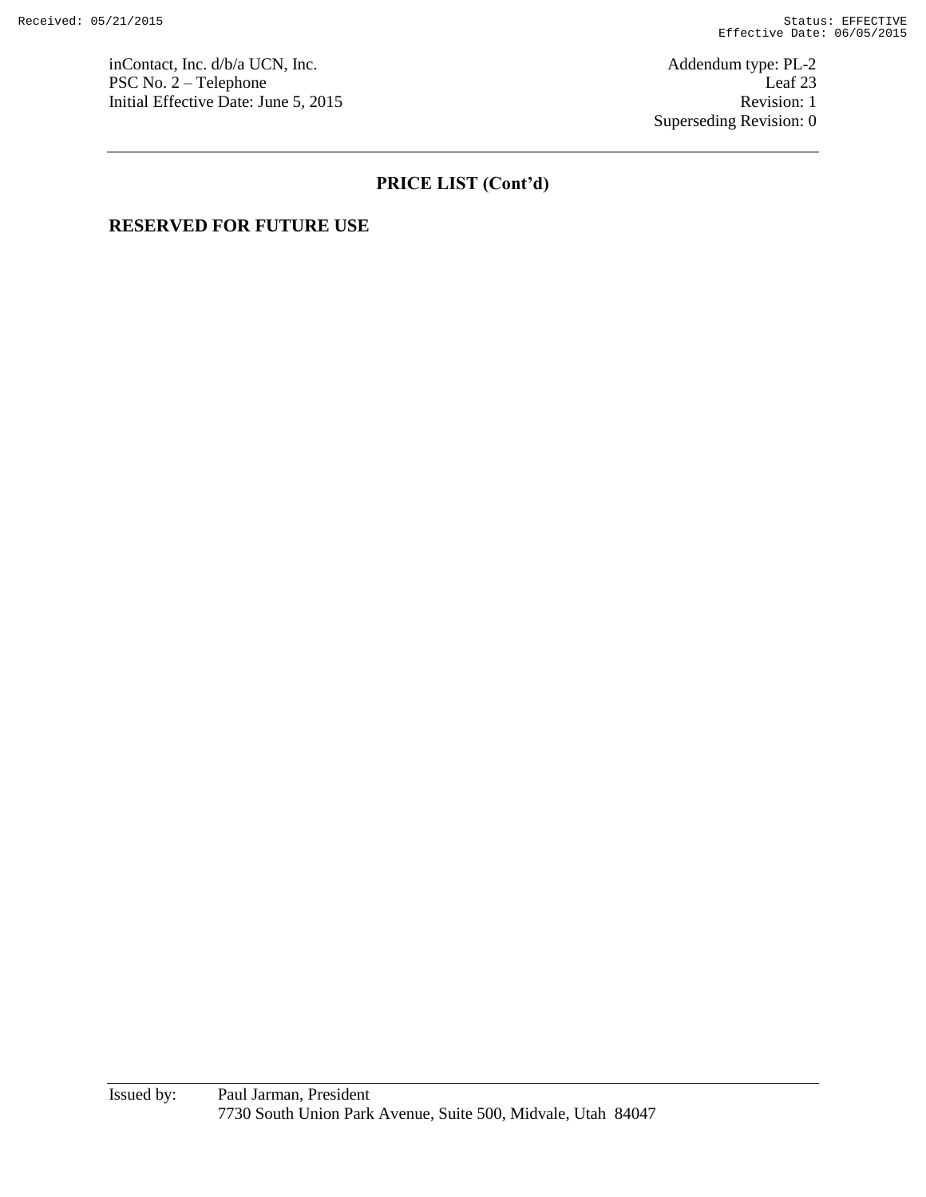## PRICE LIST (Cont'd)

**RESERVED FOR FUTURE USE**